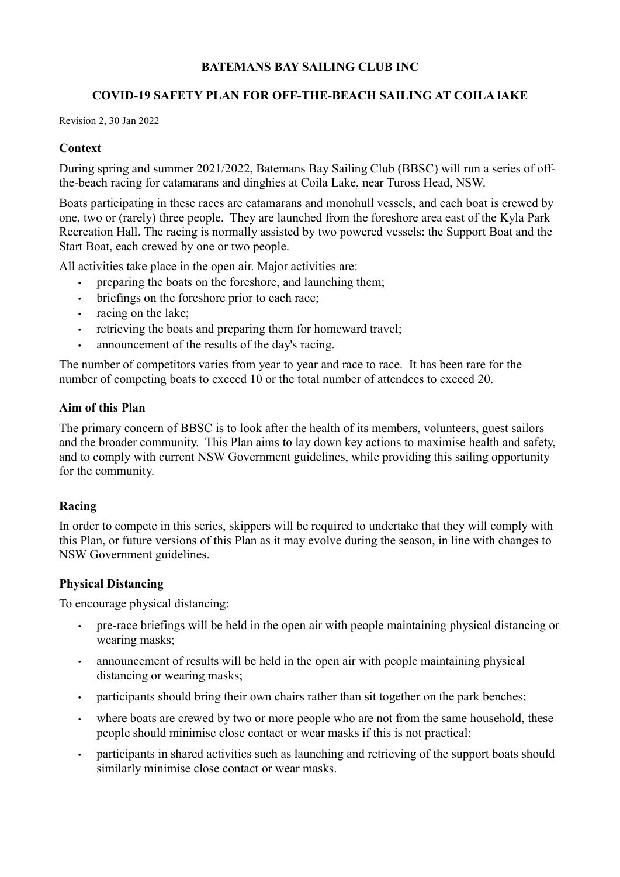# BATEMANS BAY SAILING CLUB INC

## COVID-19 SAFETY PLAN FOR OFF-THE-BEACH SAILING AT COILA lAKE

Revision 2, 30 Jan 2022

### Context

During spring and summer 2021/2022, Batemans Bay Sailing Club (BBSC) will run a series of off-the-beach racing for catamarans and dinghies at Coila Lake, near Tuross Head, NSW.

Boats participating in these races are catamarans and monohull vessels, and each boat is crewed by one, two or (rarely) three people. They are launched from the foreshore area east of the Kyla Park Recreation Hall. The racing is normally assisted by two powered vessels: the Support Boat and the Start Boat, each crewed by one or two people.

All activities take place in the open air. Major activities are:

- preparing the boats on the foreshore, and launching them;
- briefings on the foreshore prior to each race;
- racing on the lake;
- retrieving the boats and preparing them for homeward travel;
- announcement of the results of the day's racing.

The number of competitors varies from year to year and race to race. It has been rare for the number of competing boats to exceed 10 or the total number of attendees to exceed 20.

### Aim of this Plan

The primary concern of BBSC is to look after the health of its members, volunteers, guest sailors and the broader community. This Plan aims to lay down key actions to maximise health and safety, and to comply with current NSW Government guidelines, while providing this sailing opportunity for the community.

### Racing

In order to compete in this series, skippers will be required to undertake that they will comply with this Plan, or future versions of this Plan as it may evolve during the season, in line with changes to NSW Government guidelines.

### Physical Distancing

To encourage physical distancing:

- pre-race briefings will be held in the open air with people maintaining physical distancing or wearing masks;
- announcement of results will be held in the open air with people maintaining physical distancing or wearing masks;
- participants should bring their own chairs rather than sit together on the park benches;
- where boats are crewed by two or more people who are not from the same household, these people should minimise close contact or wear masks if this is not practical;
- participants in shared activities such as launching and retrieving of the support boats should similarly minimise close contact or wear masks.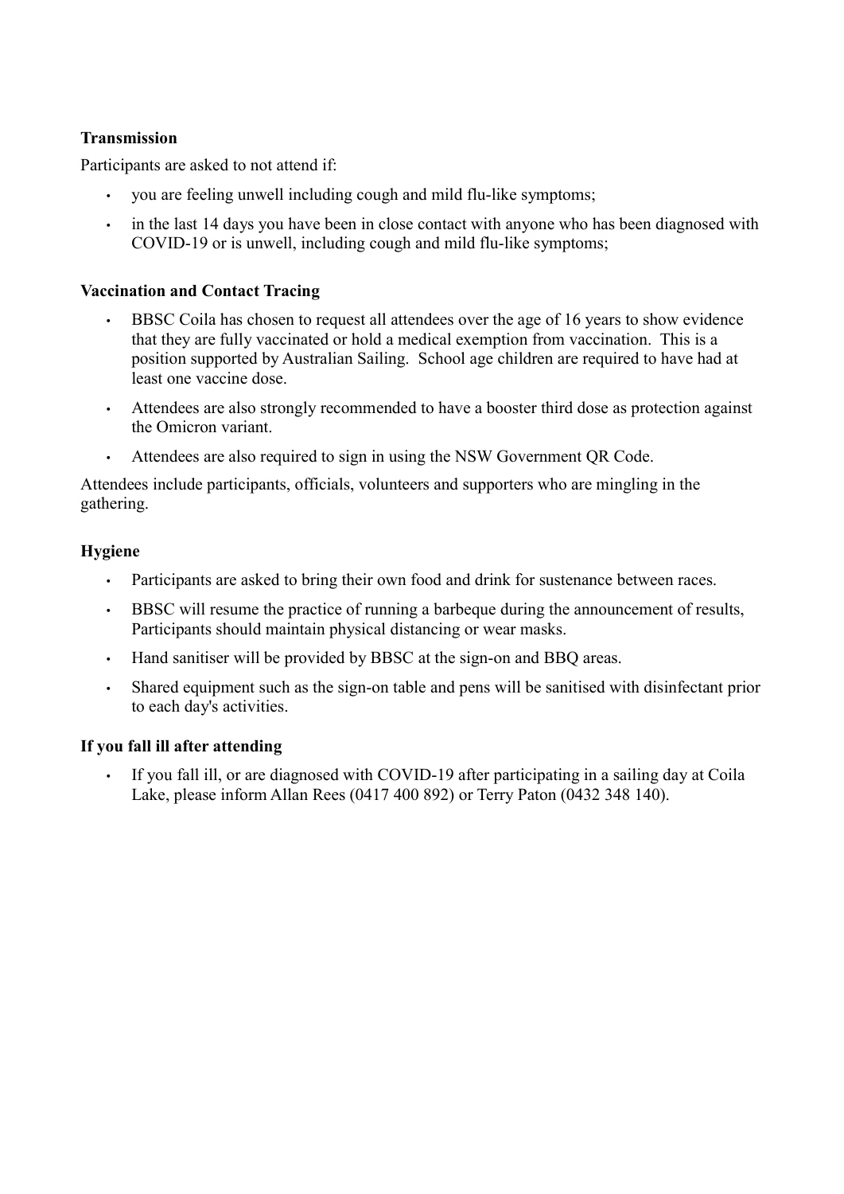**Transmission**

Participants are asked to not attend if:

- you are feeling unwell including cough and mild flu-like symptoms;
- in the last 14 days you have been in close contact with anyone who has been diagnosed with COVID-19 or is unwell, including cough and mild flu-like symptoms;

**Vaccination and Contact Tracing**

- BBSC Coila has chosen to request all attendees over the age of 16 years to show evidence that they are fully vaccinated or hold a medical exemption from vaccination. This is a position supported by Australian Sailing. School age children are required to have had at least one vaccine dose.
- Attendees are also strongly recommended to have a booster third dose as protection against the Omicron variant.
- Attendees are also required to sign in using the NSW Government QR Code.

Attendees include participants, officials, volunteers and supporters who are mingling in the gathering.

**Hygiene**

- Participants are asked to bring their own food and drink for sustenance between races.
- BBSC will resume the practice of running a barbeque during the announcement of results, Participants should maintain physical distancing or wear masks.
- Hand sanitiser will be provided by BBSC at the sign-on and BBQ areas.
- Shared equipment such as the sign-on table and pens will be sanitised with disinfectant prior to each day's activities.

**If you fall ill after attending**

- If you fall ill, or are diagnosed with COVID-19 after participating in a sailing day at Coila Lake, please inform Allan Rees (0417 400 892) or Terry Paton (0432 348 140).